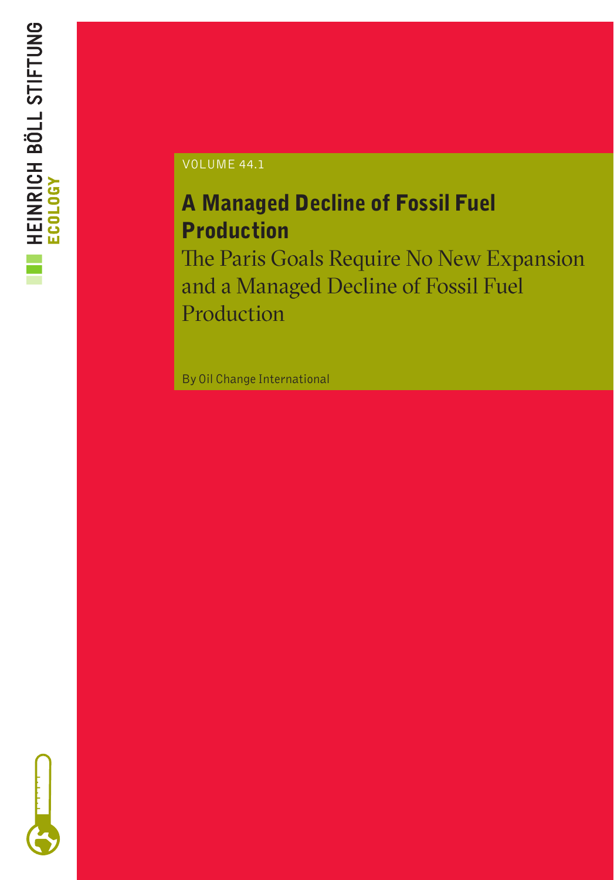HEINRICH BÖLL STIFTUNG
ECOLOGY

VOLUME 44.1

# A Managed Decline of Fossil Fuel Production

## The Paris Goals Require No New Expansion and a Managed Decline of Fossil Fuel Production

By Oil Change International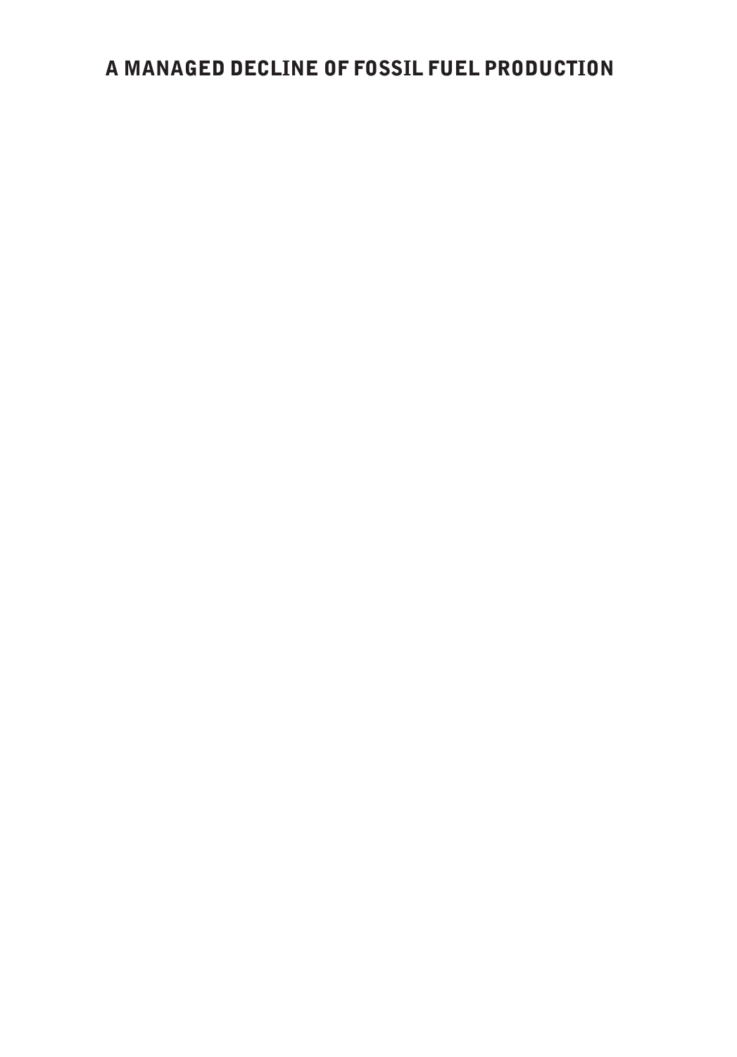# A MANAGED DECLINE OF FOSSIL FUEL PRODUCTION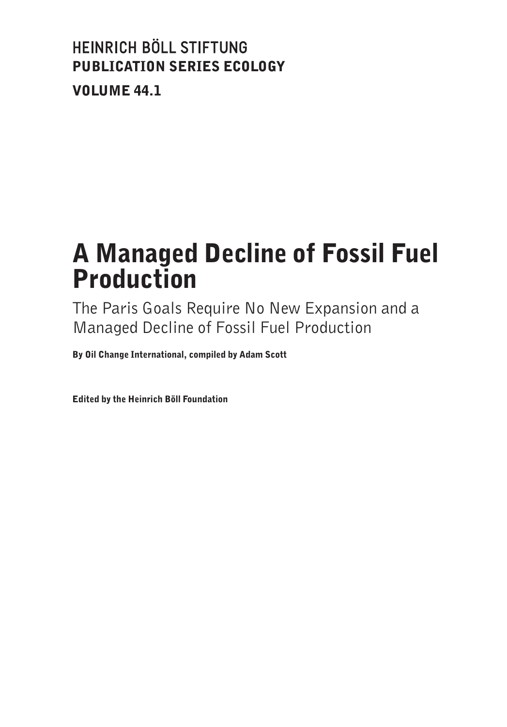HEINRICH BÖLL STIFTUNG
**PUBLICATION SERIES ECOLOGY**

**VOLUME 44.1**

# A Managed Decline of Fossil Fuel Production

The Paris Goals Require No New Expansion and a Managed Decline of Fossil Fuel Production

**By Oil Change International, compiled by Adam Scott**

**Edited by the Heinrich Böll Foundation**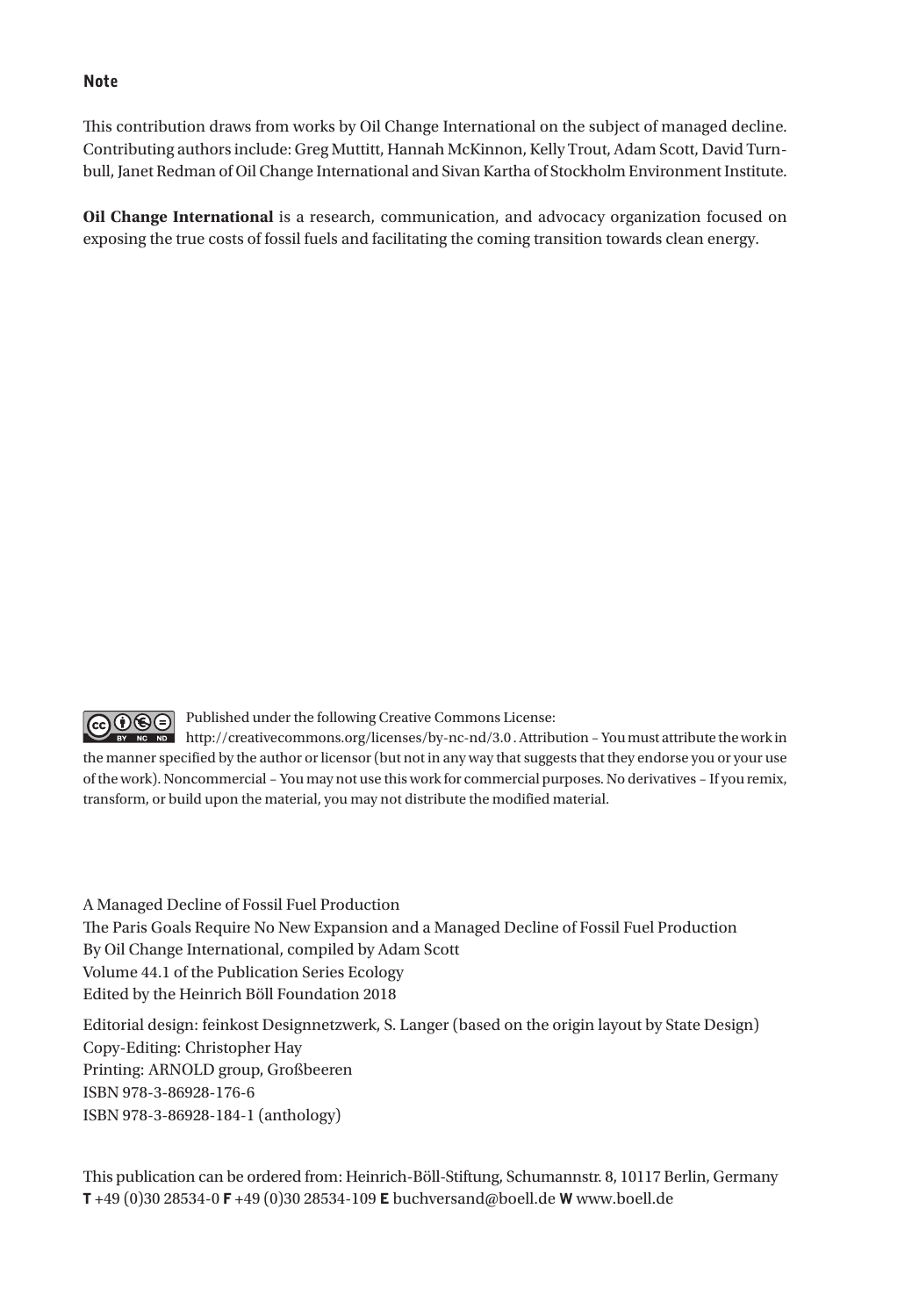**Note**

This contribution draws from works by Oil Change International on the subject of managed decline. Contributing authors include: Greg Muttitt, Hannah McKinnon, Kelly Trout, Adam Scott, David Turnbull, Janet Redman of Oil Change International and Sivan Kartha of Stockholm Environment Institute.

**Oil Change International** is a research, communication, and advocacy organization focused on exposing the true costs of fossil fuels and facilitating the coming transition towards clean energy.

Published under the following Creative Commons License: http://creativecommons.org/licenses/by-nc-nd/3.0 . Attribution – You must attribute the work in the manner specified by the author or licensor (but not in any way that suggests that they endorse you or your use of the work). Noncommercial – You may not use this work for commercial purposes. No derivatives – If you remix, transform, or build upon the material, you may not distribute the modified material.

A Managed Decline of Fossil Fuel Production
The Paris Goals Require No New Expansion and a Managed Decline of Fossil Fuel Production
By Oil Change International, compiled by Adam Scott
Volume 44.1 of the Publication Series Ecology
Edited by the Heinrich Böll Foundation 2018

Editorial design: feinkost Designnetzwerk, S. Langer (based on the origin layout by State Design)
Copy-Editing: Christopher Hay
Printing: ARNOLD group, Großbeeren
ISBN 978-3-86928-176-6
ISBN 978-3-86928-184-1 (anthology)

This publication can be ordered from: Heinrich-Böll-Stiftung, Schumannstr. 8, 10117 Berlin, Germany
**T** +49 (0)30 28534-0 **F** +49 (0)30 28534-109 **E** buchversand@boell.de **W** www.boell.de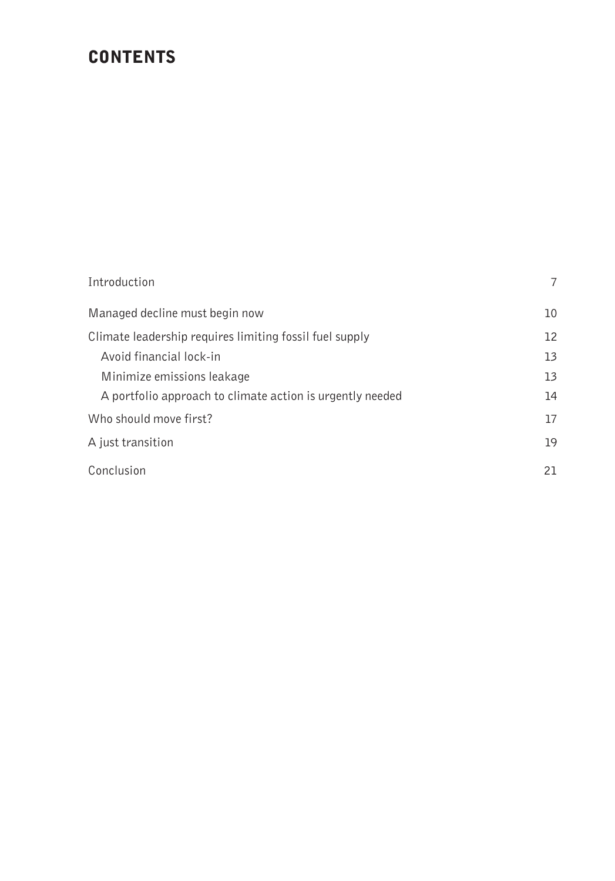# CONTENTS

| | |
|---|---|
| Introduction | 7 |
| Managed decline must begin now | 10 |
| Climate leadership requires limiting fossil fuel supply | 12 |
| Avoid financial lock-in | 13 |
| Minimize emissions leakage | 13 |
| A portfolio approach to climate action is urgently needed | 14 |
| Who should move first? | 17 |
| A just transition | 19 |
| Conclusion | 21 |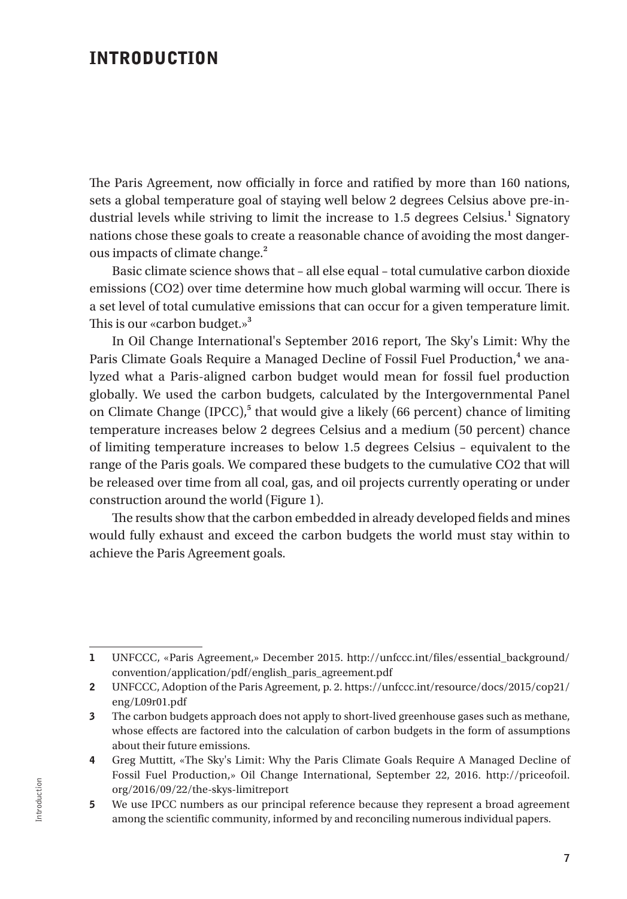## INTRODUCTION

The Paris Agreement, now officially in force and ratified by more than 160 nations, sets a global temperature goal of staying well below 2 degrees Celsius above pre-industrial levels while striving to limit the increase to 1.5 degrees Celsius.[1] Signatory nations chose these goals to create a reasonable chance of avoiding the most dangerous impacts of climate change.[2]

Basic climate science shows that – all else equal – total cumulative carbon dioxide emissions (CO2) over time determine how much global warming will occur. There is a set level of total cumulative emissions that can occur for a given temperature limit. This is our «carbon budget.»[3]

In Oil Change International's September 2016 report, The Sky's Limit: Why the Paris Climate Goals Require a Managed Decline of Fossil Fuel Production,[4] we analyzed what a Paris-aligned carbon budget would mean for fossil fuel production globally. We used the carbon budgets, calculated by the Intergovernmental Panel on Climate Change (IPCC),[5] that would give a likely (66 percent) chance of limiting temperature increases below 2 degrees Celsius and a medium (50 percent) chance of limiting temperature increases to below 1.5 degrees Celsius – equivalent to the range of the Paris goals. We compared these budgets to the cumulative CO2 that will be released over time from all coal, gas, and oil projects currently operating or under construction around the world (Figure 1).

The results show that the carbon embedded in already developed fields and mines would fully exhaust and exceed the carbon budgets the world must stay within to achieve the Paris Agreement goals.

---

**1** UNFCCC, «Paris Agreement,» December 2015. http://unfccc.int/files/essential_background/convention/application/pdf/english_paris_agreement.pdf

**2** UNFCCC, Adoption of the Paris Agreement, p. 2. https://unfccc.int/resource/docs/2015/cop21/eng/L09r01.pdf

**3** The carbon budgets approach does not apply to short-lived greenhouse gases such as methane, whose effects are factored into the calculation of carbon budgets in the form of assumptions about their future emissions.

**4** Greg Muttitt, «The Sky's Limit: Why the Paris Climate Goals Require A Managed Decline of Fossil Fuel Production,» Oil Change International, September 22, 2016. http://priceofoil.org/2016/09/22/the-skys-limitreport

**5** We use IPCC numbers as our principal reference because they represent a broad agreement among the scientific community, informed by and reconciling numerous individual papers.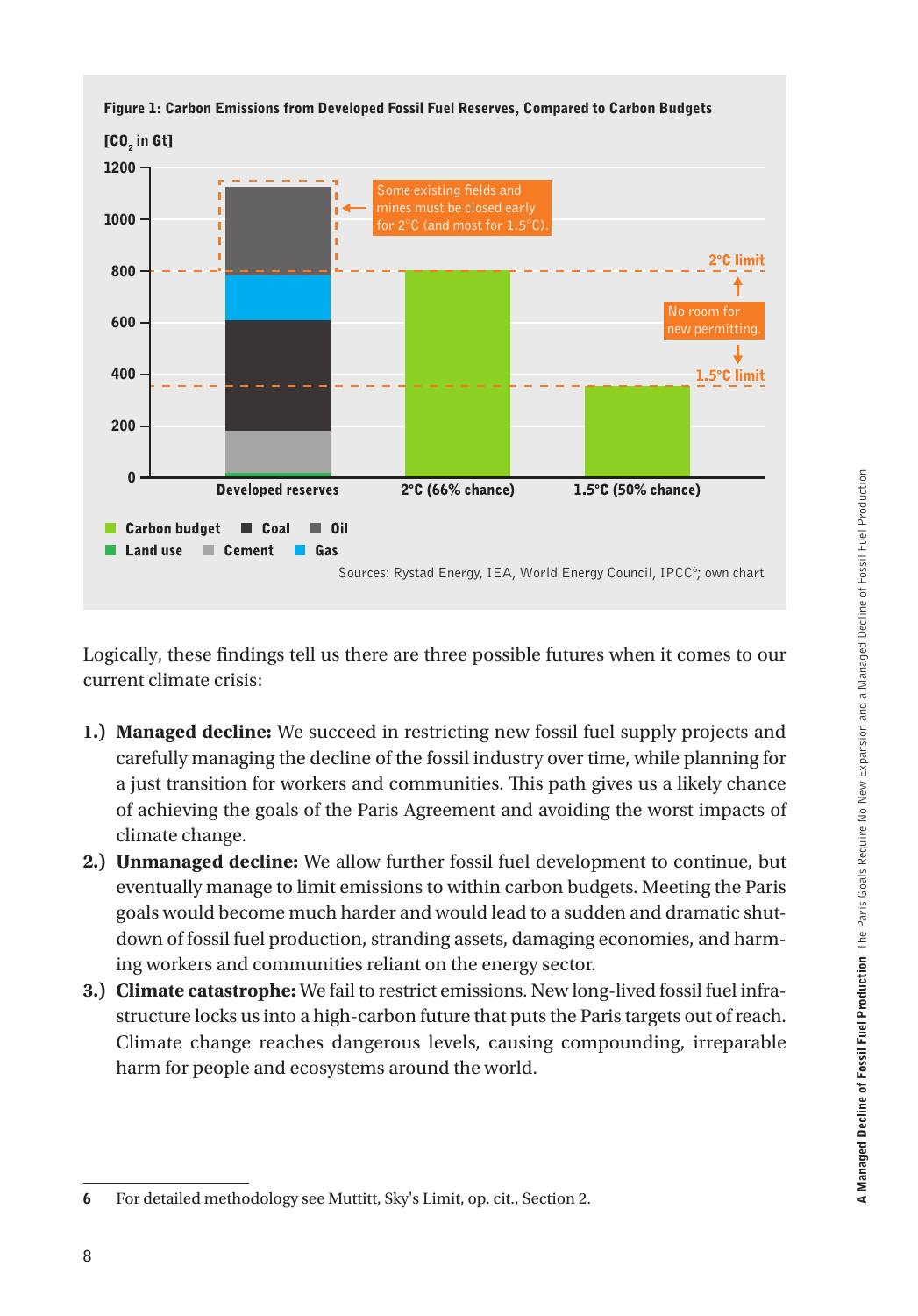**Figure 1: Carbon Emissions from Developed Fossil Fuel Reserves, Compared to Carbon Budgets**

[$CO_2$ in Gt]

Some existing fields and mines must be closed early for 2°C (and most for 1.5°C).

2°C limit

No room for new permitting.

1.5°C limit

Developed reserves | 2°C (66% chance) | 1.5°C (50% chance)

Carbon budget | Coal | Oil | Land use | Cement | Gas

Sources: Rystad Energy, IEA, World Energy Council, IPCC[6]; own chart

Logically, these findings tell us there are three possible futures when it comes to our current climate crisis:

1.) **Managed decline:** We succeed in restricting new fossil fuel supply projects and carefully managing the decline of the fossil industry over time, while planning for a just transition for workers and communities. This path gives us a likely chance of achieving the goals of the Paris Agreement and avoiding the worst impacts of climate change.

2.) **Unmanaged decline:** We allow further fossil fuel development to continue, but eventually manage to limit emissions to within carbon budgets. Meeting the Paris goals would become much harder and would lead to a sudden and dramatic shutdown of fossil fuel production, stranding assets, damaging economies, and harming workers and communities reliant on the energy sector.

3.) **Climate catastrophe:** We fail to restrict emissions. New long-lived fossil fuel infrastructure locks us into a high-carbon future that puts the Paris targets out of reach. Climate change reaches dangerous levels, causing compounding, irreparable harm for people and ecosystems around the world.

---

6 For detailed methodology see Muttitt, Sky's Limit, op. cit., Section 2.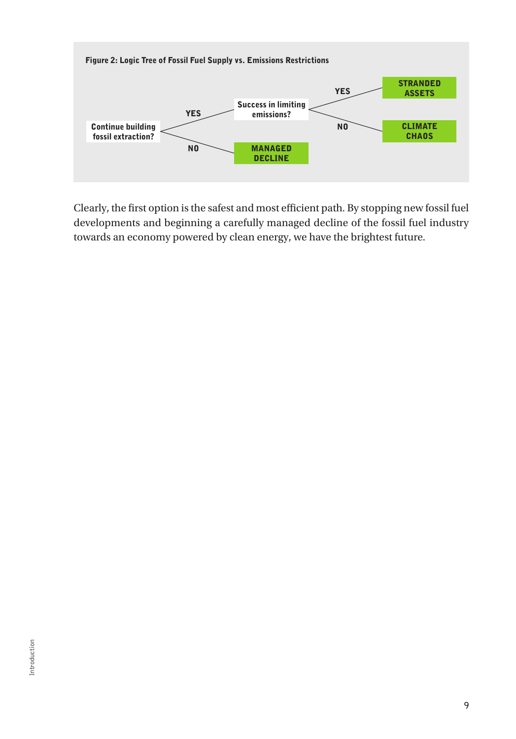**Figure 2: Logic Tree of Fossil Fuel Supply vs. Emissions Restrictions**

| Continue building fossil extraction? | | Success in limiting emissions? | | Outcome |
|---|---|---|---|---|
| YES | → | Success in limiting emissions? | YES | STRANDED ASSETS |
| YES | → | Success in limiting emissions? | NO | CLIMATE CHAOS |
| NO | → | | | MANAGED DECLINE |

Clearly, the first option is the safest and most efficient path. By stopping new fossil fuel developments and beginning a carefully managed decline of the fossil fuel industry towards an economy powered by clean energy, we have the brightest future.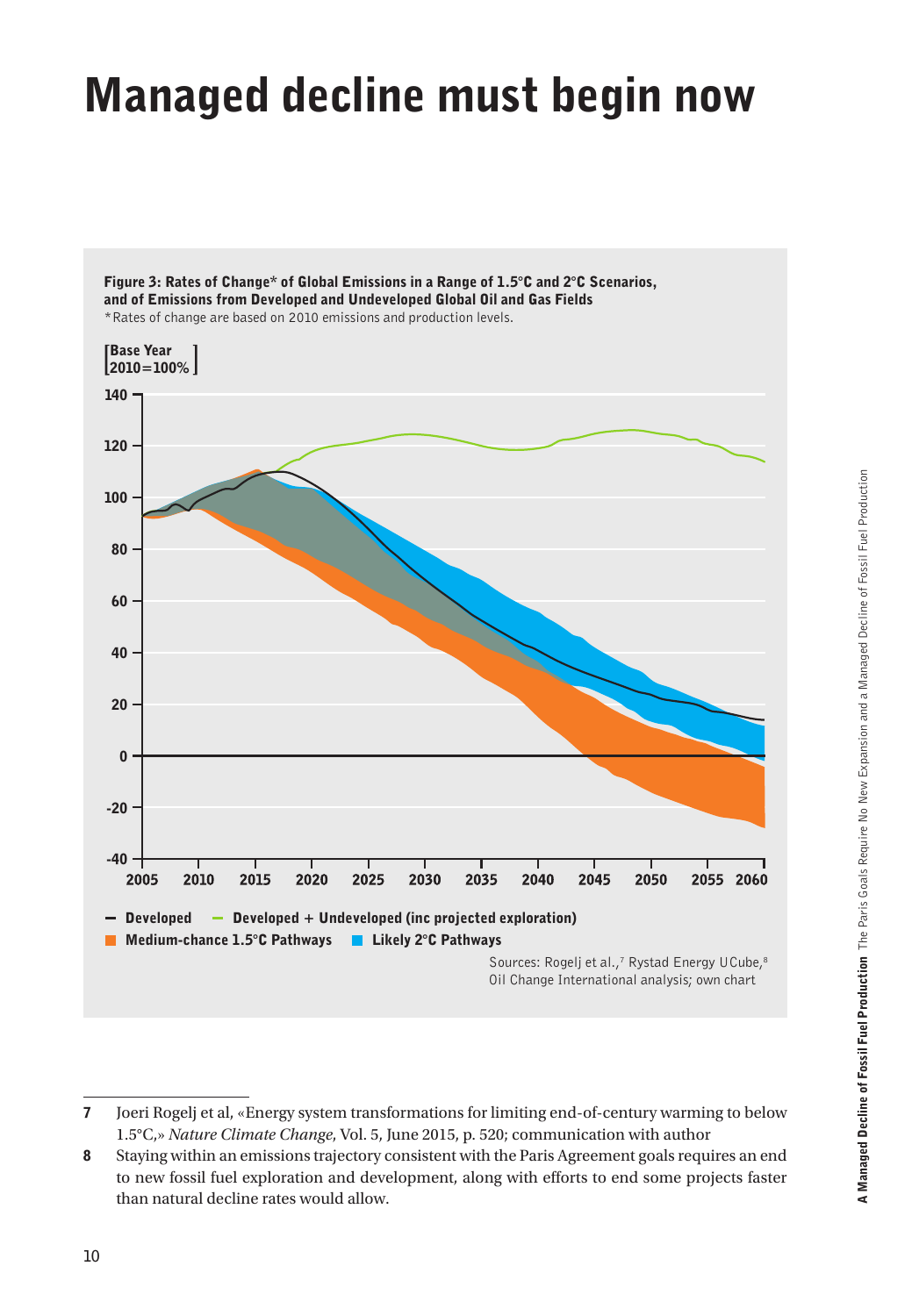# Managed decline must begin now

**Figure 3: Rates of Change* of Global Emissions in a Range of 1.5°C and 2°C Scenarios, and of Emissions from Developed and Undeveloped Global Oil and Gas Fields**

*Rates of change are based on 2010 emissions and production levels.

Sources: Rogelj et al.,[7] Rystad Energy UCube,[8] Oil Change International analysis; own chart

---

**7** Joeri Rogelj et al, «Energy system transformations for limiting end-of-century warming to below 1.5°C,» *Nature Climate Change*, Vol. 5, June 2015, p. 520; communication with author

**8** Staying within an emissions trajectory consistent with the Paris Agreement goals requires an end to new fossil fuel exploration and development, along with efforts to end some projects faster than natural decline rates would allow.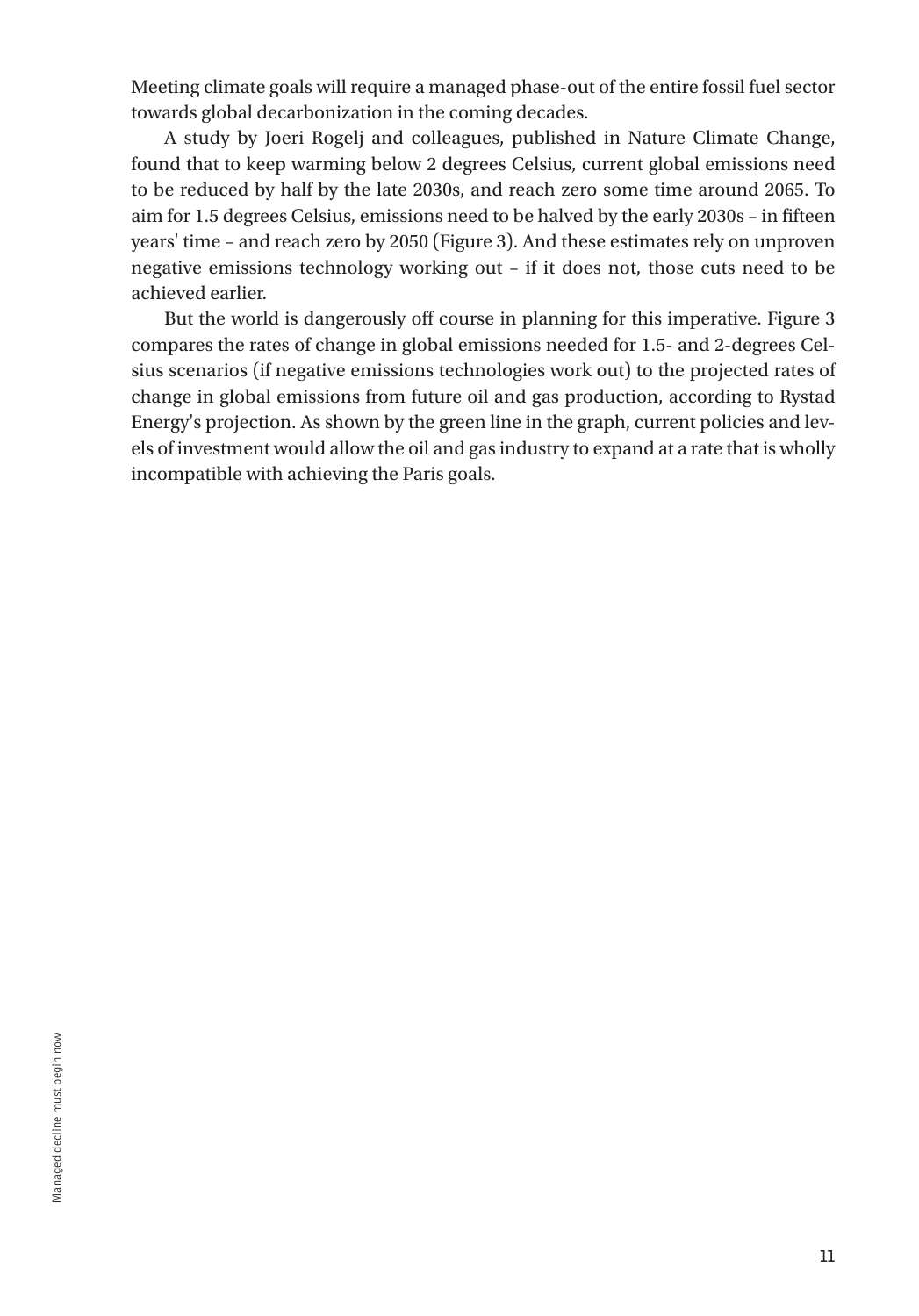Meeting climate goals will require a managed phase-out of the entire fossil fuel sector towards global decarbonization in the coming decades.

A study by Joeri Rogelj and colleagues, published in Nature Climate Change, found that to keep warming below 2 degrees Celsius, current global emissions need to be reduced by half by the late 2030s, and reach zero some time around 2065. To aim for 1.5 degrees Celsius, emissions need to be halved by the early 2030s – in fifteen years' time – and reach zero by 2050 (Figure 3). And these estimates rely on unproven negative emissions technology working out – if it does not, those cuts need to be achieved earlier.

But the world is dangerously off course in planning for this imperative. Figure 3 compares the rates of change in global emissions needed for 1.5- and 2-degrees Celsius scenarios (if negative emissions technologies work out) to the projected rates of change in global emissions from future oil and gas production, according to Rystad Energy's projection. As shown by the green line in the graph, current policies and levels of investment would allow the oil and gas industry to expand at a rate that is wholly incompatible with achieving the Paris goals.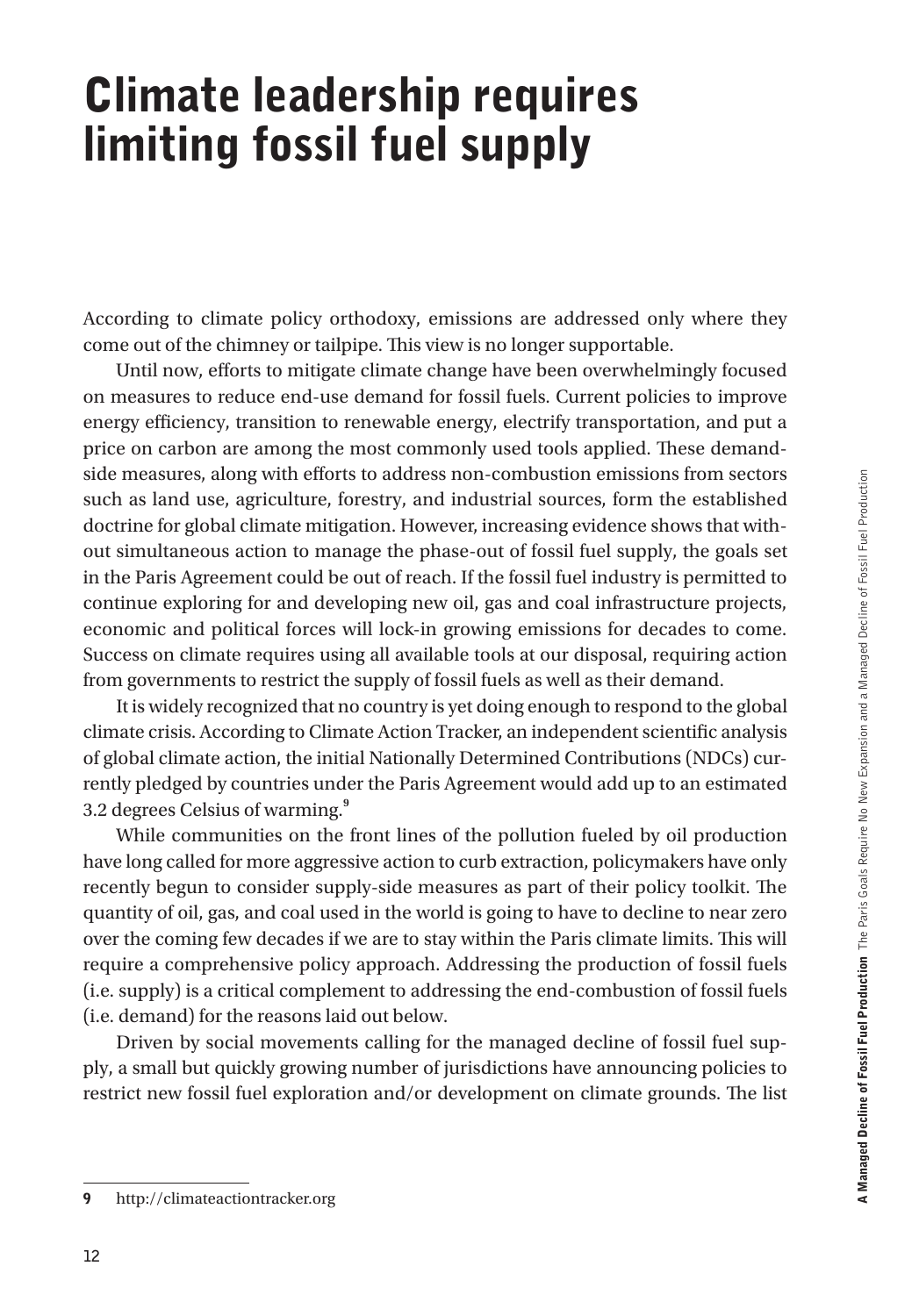# Climate leadership requires limiting fossil fuel supply

According to climate policy orthodoxy, emissions are addressed only where they come out of the chimney or tailpipe. This view is no longer supportable.

Until now, efforts to mitigate climate change have been overwhelmingly focused on measures to reduce end-use demand for fossil fuels. Current policies to improve energy efficiency, transition to renewable energy, electrify transportation, and put a price on carbon are among the most commonly used tools applied. These demand-side measures, along with efforts to address non-combustion emissions from sectors such as land use, agriculture, forestry, and industrial sources, form the established doctrine for global climate mitigation. However, increasing evidence shows that without simultaneous action to manage the phase-out of fossil fuel supply, the goals set in the Paris Agreement could be out of reach. If the fossil fuel industry is permitted to continue exploring for and developing new oil, gas and coal infrastructure projects, economic and political forces will lock-in growing emissions for decades to come. Success on climate requires using all available tools at our disposal, requiring action from governments to restrict the supply of fossil fuels as well as their demand.

It is widely recognized that no country is yet doing enough to respond to the global climate crisis. According to Climate Action Tracker, an independent scientific analysis of global climate action, the initial Nationally Determined Contributions (NDCs) currently pledged by countries under the Paris Agreement would add up to an estimated 3.2 degrees Celsius of warming.[9]

While communities on the front lines of the pollution fueled by oil production have long called for more aggressive action to curb extraction, policymakers have only recently begun to consider supply-side measures as part of their policy toolkit. The quantity of oil, gas, and coal used in the world is going to have to decline to near zero over the coming few decades if we are to stay within the Paris climate limits. This will require a comprehensive policy approach. Addressing the production of fossil fuels (i.e. supply) is a critical complement to addressing the end-combustion of fossil fuels (i.e. demand) for the reasons laid out below.

Driven by social movements calling for the managed decline of fossil fuel supply, a small but quickly growing number of jurisdictions have announcing policies to restrict new fossil fuel exploration and/or development on climate grounds. The list

9 http://climateactiontracker.org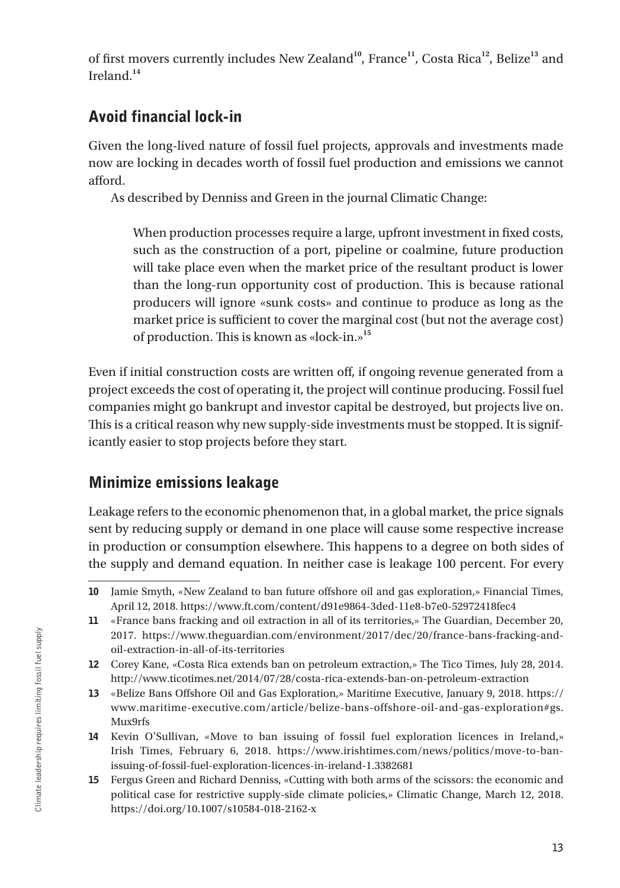of first movers currently includes New Zealand[10], France[11], Costa Rica[12], Belize[13] and Ireland.[14]

## Avoid financial lock-in

Given the long-lived nature of fossil fuel projects, approvals and investments made now are locking in decades worth of fossil fuel production and emissions we cannot afford.

As described by Denniss and Green in the journal Climatic Change:

> When production processes require a large, upfront investment in fixed costs, such as the construction of a port, pipeline or coalmine, future production will take place even when the market price of the resultant product is lower than the long-run opportunity cost of production. This is because rational producers will ignore «sunk costs» and continue to produce as long as the market price is sufficient to cover the marginal cost (but not the average cost) of production. This is known as «lock-in.»[15]

Even if initial construction costs are written off, if ongoing revenue generated from a project exceeds the cost of operating it, the project will continue producing. Fossil fuel companies might go bankrupt and investor capital be destroyed, but projects live on. This is a critical reason why new supply-side investments must be stopped. It is significantly easier to stop projects before they start.

## Minimize emissions leakage

Leakage refers to the economic phenomenon that, in a global market, the price signals sent by reducing supply or demand in one place will cause some respective increase in production or consumption elsewhere. This happens to a degree on both sides of the supply and demand equation. In neither case is leakage 100 percent. For every

---

**10** Jamie Smyth, «New Zealand to ban future offshore oil and gas exploration,» Financial Times, April 12, 2018. https://www.ft.com/content/d91e9864-3ded-11e8-b7e0-52972418fec4

**11** «France bans fracking and oil extraction in all of its territories,» The Guardian, December 20, 2017. https://www.theguardian.com/environment/2017/dec/20/france-bans-fracking-and-oil-extraction-in-all-of-its-territories

**12** Corey Kane, «Costa Rica extends ban on petroleum extraction,» The Tico Times, July 28, 2014. http://www.ticotimes.net/2014/07/28/costa-rica-extends-ban-on-petroleum-extraction

**13** «Belize Bans Offshore Oil and Gas Exploration,» Maritime Executive, January 9, 2018. https://www.maritime-executive.com/article/belize-bans-offshore-oil-and-gas-exploration#gs.Mux9rfs

**14** Kevin O'Sullivan, «Move to ban issuing of fossil fuel exploration licences in Ireland,» Irish Times, February 6, 2018. https://www.irishtimes.com/news/politics/move-to-ban-issuing-of-fossil-fuel-exploration-licences-in-ireland-1.3382681

**15** Fergus Green and Richard Denniss, «Cutting with both arms of the scissors: the economic and political case for restrictive supply-side climate policies,» Climatic Change, March 12, 2018. https://doi.org/10.1007/s10584-018-2162-x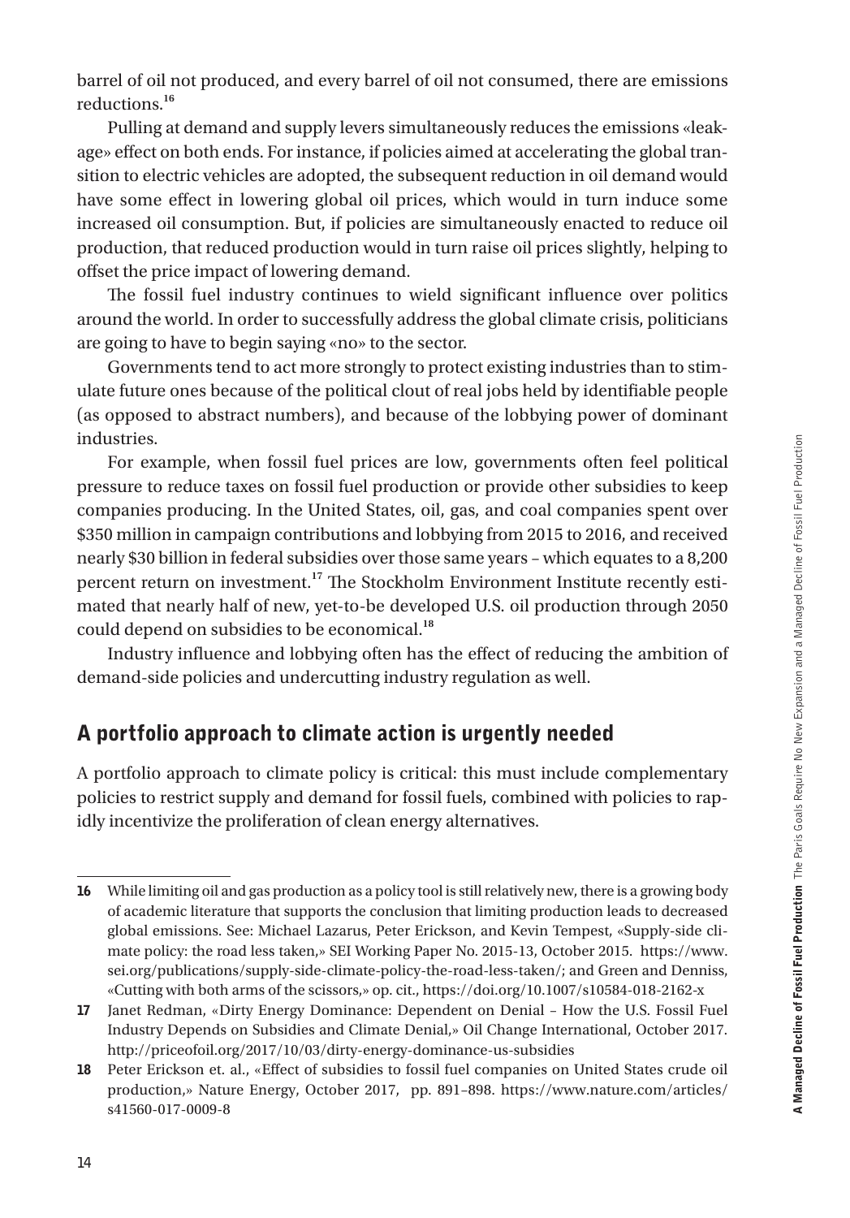barrel of oil not produced, and every barrel of oil not consumed, there are emissions reductions.[16]

Pulling at demand and supply levers simultaneously reduces the emissions «leakage» effect on both ends. For instance, if policies aimed at accelerating the global transition to electric vehicles are adopted, the subsequent reduction in oil demand would have some effect in lowering global oil prices, which would in turn induce some increased oil consumption. But, if policies are simultaneously enacted to reduce oil production, that reduced production would in turn raise oil prices slightly, helping to offset the price impact of lowering demand.

The fossil fuel industry continues to wield significant influence over politics around the world. In order to successfully address the global climate crisis, politicians are going to have to begin saying «no» to the sector.

Governments tend to act more strongly to protect existing industries than to stimulate future ones because of the political clout of real jobs held by identifiable people (as opposed to abstract numbers), and because of the lobbying power of dominant industries.

For example, when fossil fuel prices are low, governments often feel political pressure to reduce taxes on fossil fuel production or provide other subsidies to keep companies producing. In the United States, oil, gas, and coal companies spent over \$350 million in campaign contributions and lobbying from 2015 to 2016, and received nearly \$30 billion in federal subsidies over those same years – which equates to a 8,200 percent return on investment.[17] The Stockholm Environment Institute recently estimated that nearly half of new, yet-to-be developed U.S. oil production through 2050 could depend on subsidies to be economical.[18]

Industry influence and lobbying often has the effect of reducing the ambition of demand-side policies and undercutting industry regulation as well.

## A portfolio approach to climate action is urgently needed

A portfolio approach to climate policy is critical: this must include complementary policies to restrict supply and demand for fossil fuels, combined with policies to rapidly incentivize the proliferation of clean energy alternatives.

---

**16** While limiting oil and gas production as a policy tool is still relatively new, there is a growing body of academic literature that supports the conclusion that limiting production leads to decreased global emissions. See: Michael Lazarus, Peter Erickson, and Kevin Tempest, «Supply-side climate policy: the road less taken,» SEI Working Paper No. 2015-13, October 2015. https://www.sei.org/publications/supply-side-climate-policy-the-road-less-taken/; and Green and Denniss, «Cutting with both arms of the scissors,» op. cit., https://doi.org/10.1007/s10584-018-2162-x

**17** Janet Redman, «Dirty Energy Dominance: Dependent on Denial – How the U.S. Fossil Fuel Industry Depends on Subsidies and Climate Denial,» Oil Change International, October 2017. http://priceofoil.org/2017/10/03/dirty-energy-dominance-us-subsidies

**18** Peter Erickson et. al., «Effect of subsidies to fossil fuel companies on United States crude oil production,» Nature Energy, October 2017, pp. 891–898. https://www.nature.com/articles/s41560-017-0009-8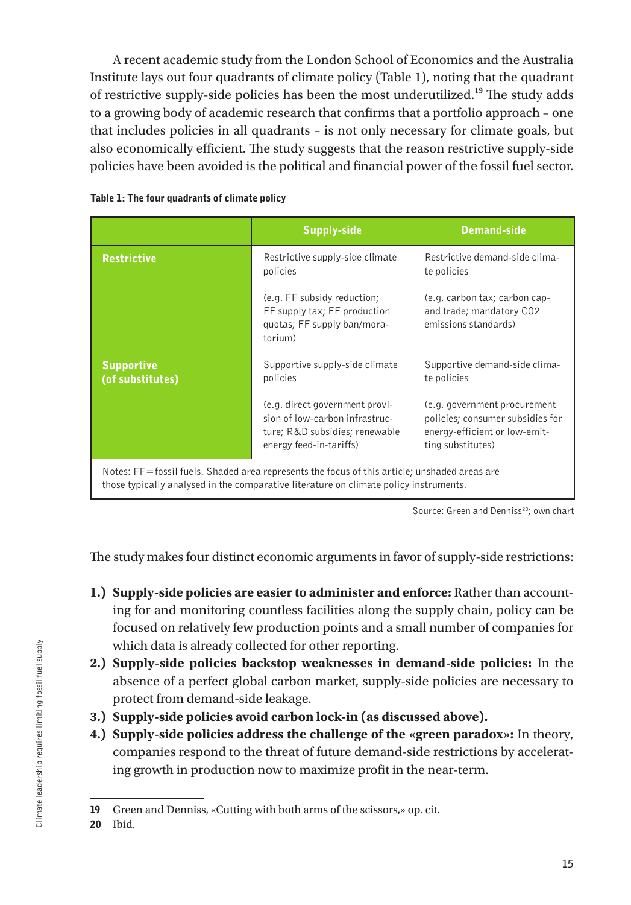A recent academic study from the London School of Economics and the Australia Institute lays out four quadrants of climate policy (Table 1), noting that the quadrant of restrictive supply-side policies has been the most underutilized.[19] The study adds to a growing body of academic research that confirms that a portfolio approach – one that includes policies in all quadrants – is not only necessary for climate goals, but also economically efficient. The study suggests that the reason restrictive supply-side policies have been avoided is the political and financial power of the fossil fuel sector.

**Table 1: The four quadrants of climate policy**

| | Supply-side | Demand-side |
|---|---|---|
| **Restrictive** | Restrictive supply-side climate policies<br><br>(e.g. FF subsidy reduction; FF supply tax; FF production quotas; FF supply ban/moratorium) | Restrictive demand-side climate policies<br><br>(e.g. carbon tax; carbon cap-and trade; mandatory CO2 emissions standards) |
| **Supportive (of substitutes)** | Supportive supply-side climate policies<br><br>(e.g. direct government provision of low-carbon infrastructure; R&D subsidies; renewable energy feed-in-tariffs) | Supportive demand-side climate policies<br><br>(e.g. government procurement policies; consumer subsidies for energy-efficient or low-emitting substitutes) |

Notes: FF=fossil fuels. Shaded area represents the focus of this article; unshaded areas are those typically analysed in the comparative literature on climate policy instruments.

Source: Green and Denniss[20]; own chart

The study makes four distinct economic arguments in favor of supply-side restrictions:

1. **Supply-side policies are easier to administer and enforce:** Rather than accounting for and monitoring countless facilities along the supply chain, policy can be focused on relatively few production points and a small number of companies for which data is already collected for other reporting.
2. **Supply-side policies backstop weaknesses in demand-side policies:** In the absence of a perfect global carbon market, supply-side policies are necessary to protect from demand-side leakage.
3. **Supply-side policies avoid carbon lock-in (as discussed above).**
4. **Supply-side policies address the challenge of the «green paradox»:** In theory, companies respond to the threat of future demand-side restrictions by accelerating growth in production now to maximize profit in the near-term.

---

19 Green and Denniss, «Cutting with both arms of the scissors,» op. cit.

20 Ibid.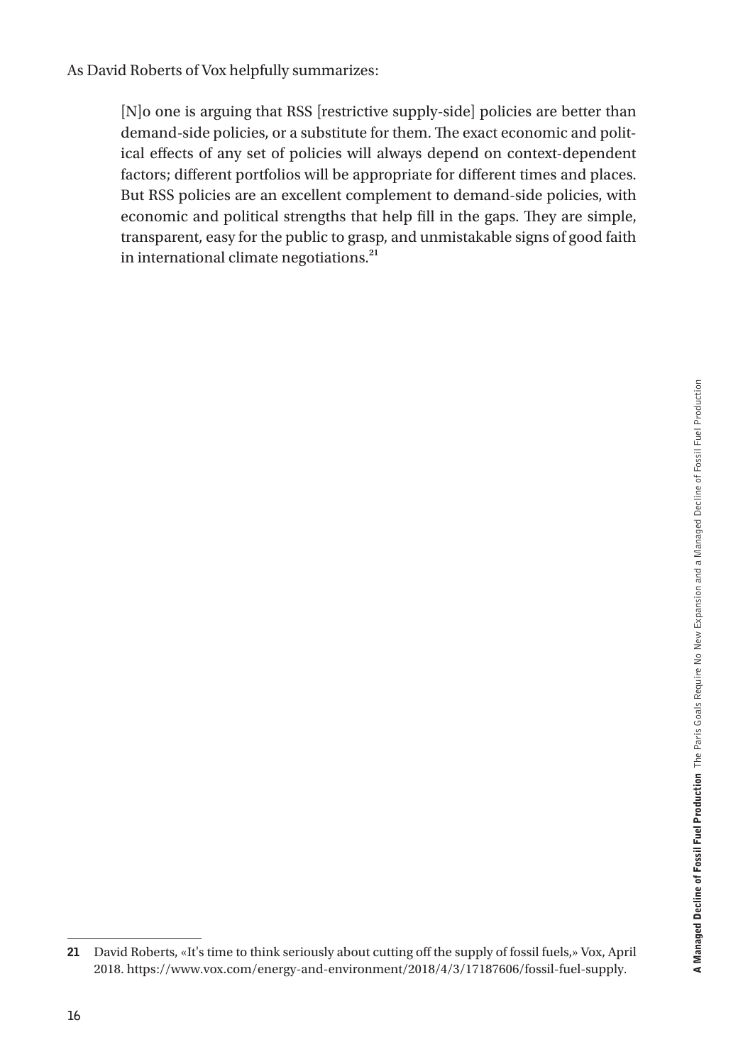As David Roberts of Vox helpfully summarizes:

> [N]o one is arguing that RSS [restrictive supply-side] policies are better than demand-side policies, or a substitute for them. The exact economic and political effects of any set of policies will always depend on context-dependent factors; different portfolios will be appropriate for different times and places. But RSS policies are an excellent complement to demand-side policies, with economic and political strengths that help fill in the gaps. They are simple, transparent, easy for the public to grasp, and unmistakable signs of good faith in international climate negotiations.[21]

---

**21** David Roberts, «It's time to think seriously about cutting off the supply of fossil fuels,» Vox, April 2018. https://www.vox.com/energy-and-environment/2018/4/3/17187606/fossil-fuel-supply.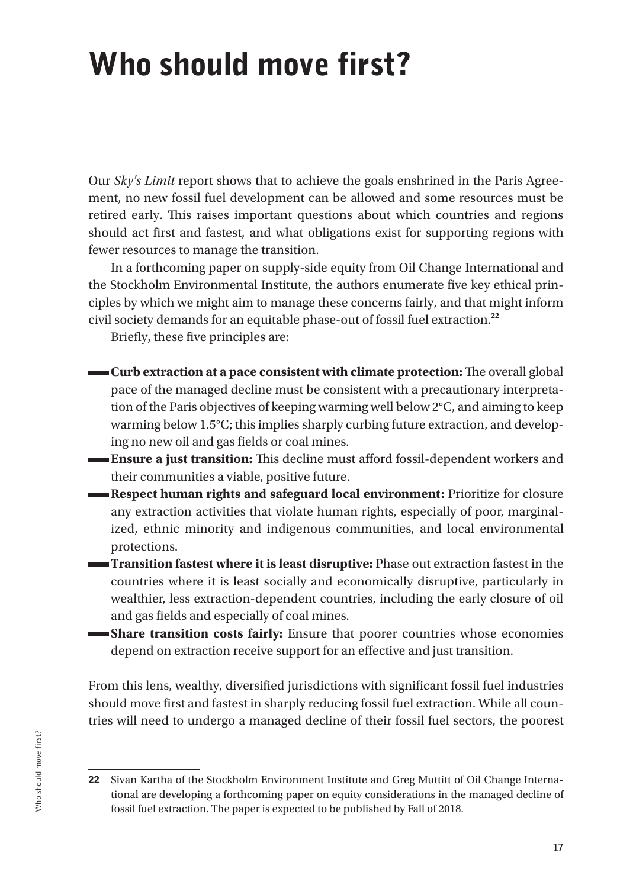# Who should move first?

Our *Sky's Limit* report shows that to achieve the goals enshrined in the Paris Agreement, no new fossil fuel development can be allowed and some resources must be retired early. This raises important questions about which countries and regions should act first and fastest, and what obligations exist for supporting regions with fewer resources to manage the transition.

In a forthcoming paper on supply-side equity from Oil Change International and the Stockholm Environmental Institute, the authors enumerate five key ethical principles by which we might aim to manage these concerns fairly, and that might inform civil society demands for an equitable phase-out of fossil fuel extraction.[22]

Briefly, these five principles are:

- **Curb extraction at a pace consistent with climate protection:** The overall global pace of the managed decline must be consistent with a precautionary interpretation of the Paris objectives of keeping warming well below 2°C, and aiming to keep warming below 1.5°C; this implies sharply curbing future extraction, and developing no new oil and gas fields or coal mines.
- **Ensure a just transition:** This decline must afford fossil-dependent workers and their communities a viable, positive future.
- **Respect human rights and safeguard local environment:** Prioritize for closure any extraction activities that violate human rights, especially of poor, marginalized, ethnic minority and indigenous communities, and local environmental protections.
- **Transition fastest where it is least disruptive:** Phase out extraction fastest in the countries where it is least socially and economically disruptive, particularly in wealthier, less extraction-dependent countries, including the early closure of oil and gas fields and especially of coal mines.
- **Share transition costs fairly:** Ensure that poorer countries whose economies depend on extraction receive support for an effective and just transition.

From this lens, wealthy, diversified jurisdictions with significant fossil fuel industries should move first and fastest in sharply reducing fossil fuel extraction. While all countries will need to undergo a managed decline of their fossil fuel sectors, the poorest

---

22 Sivan Kartha of the Stockholm Environment Institute and Greg Muttitt of Oil Change International are developing a forthcoming paper on equity considerations in the managed decline of fossil fuel extraction. The paper is expected to be published by Fall of 2018.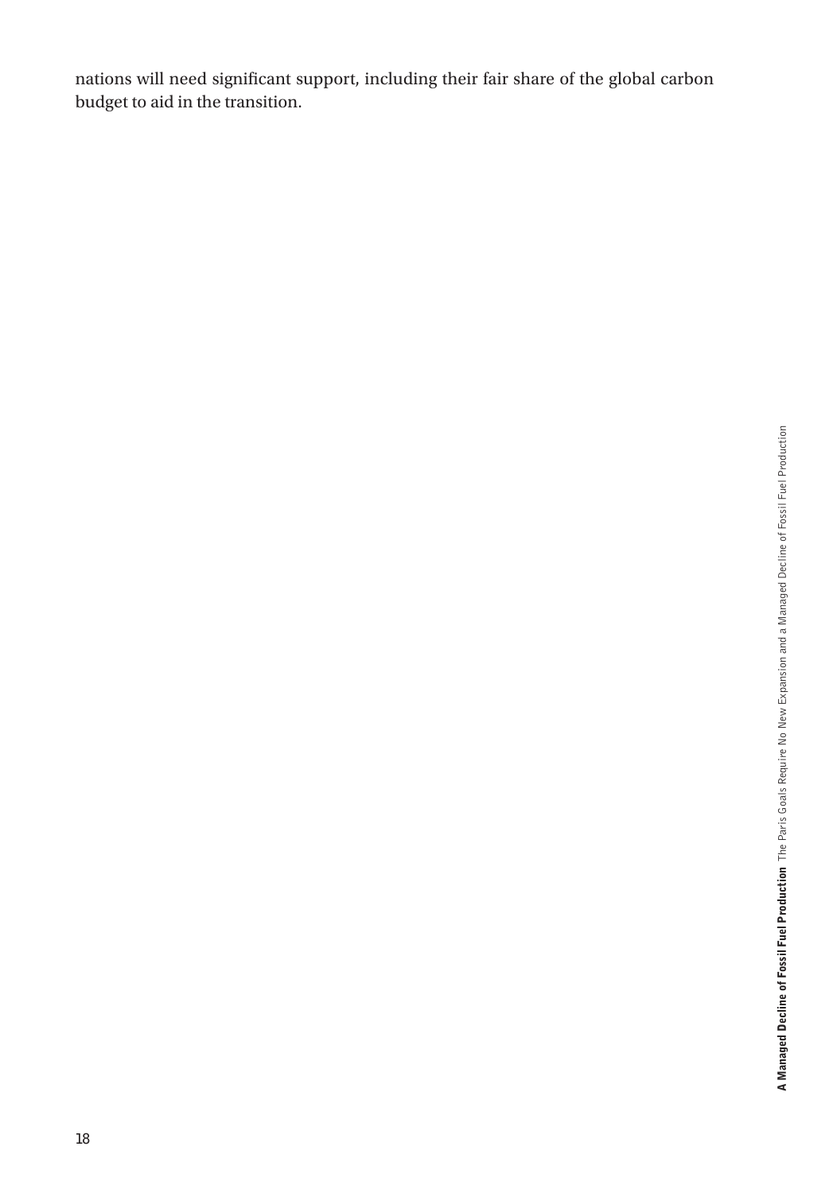nations will need significant support, including their fair share of the global carbon budget to aid in the transition.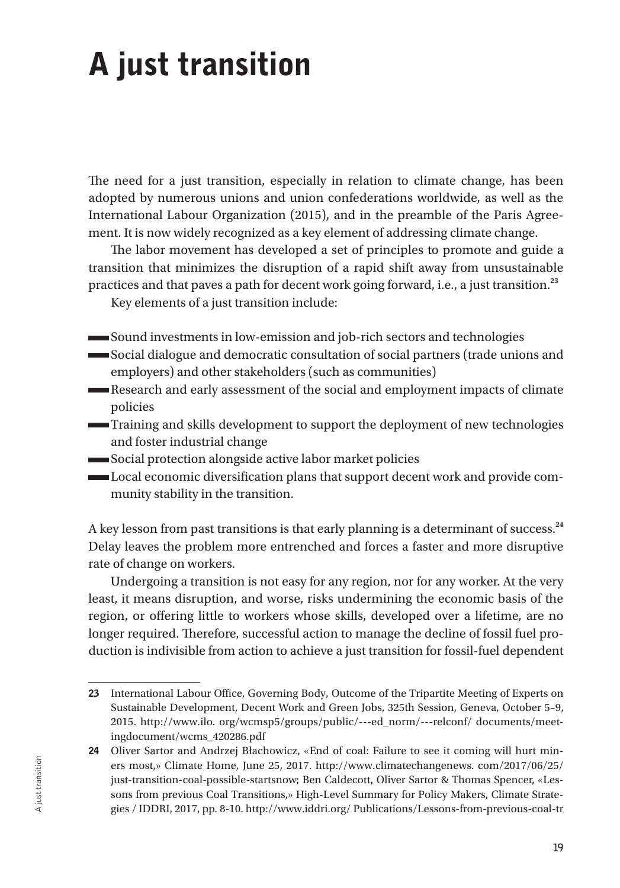# A just transition

The need for a just transition, especially in relation to climate change, has been adopted by numerous unions and union confederations worldwide, as well as the International Labour Organization (2015), and in the preamble of the Paris Agreement. It is now widely recognized as a key element of addressing climate change.

The labor movement has developed a set of principles to promote and guide a transition that minimizes the disruption of a rapid shift away from unsustainable practices and that paves a path for decent work going forward, i.e., a just transition.[23]

Key elements of a just transition include:

- Sound investments in low-emission and job-rich sectors and technologies
- Social dialogue and democratic consultation of social partners (trade unions and employers) and other stakeholders (such as communities)
- Research and early assessment of the social and employment impacts of climate policies
- Training and skills development to support the deployment of new technologies and foster industrial change
- Social protection alongside active labor market policies
- Local economic diversification plans that support decent work and provide community stability in the transition.

A key lesson from past transitions is that early planning is a determinant of success.[24] Delay leaves the problem more entrenched and forces a faster and more disruptive rate of change on workers.

Undergoing a transition is not easy for any region, nor for any worker. At the very least, it means disruption, and worse, risks undermining the economic basis of the region, or offering little to workers whose skills, developed over a lifetime, are no longer required. Therefore, successful action to manage the decline of fossil fuel production is indivisible from action to achieve a just transition for fossil-fuel dependent

---

**23** International Labour Office, Governing Body, Outcome of the Tripartite Meeting of Experts on Sustainable Development, Decent Work and Green Jobs, 325th Session, Geneva, October 5–9, 2015. http://www.ilo. org/wcmsp5/groups/public/---ed_norm/---relconf/ documents/meetingdocument/wcms_420286.pdf

**24** Oliver Sartor and Andrzej Błachowicz, «End of coal: Failure to see it coming will hurt miners most,» Climate Home, June 25, 2017. http://www.climatechangenews. com/2017/06/25/ just-transition-coal-possible-startsnow; Ben Caldecott, Oliver Sartor & Thomas Spencer, «Lessons from previous Coal Transitions,» High-Level Summary for Policy Makers, Climate Strategies / IDDRI, 2017, pp. 8-10. http://www.iddri.org/ Publications/Lessons-from-previous-coal-tr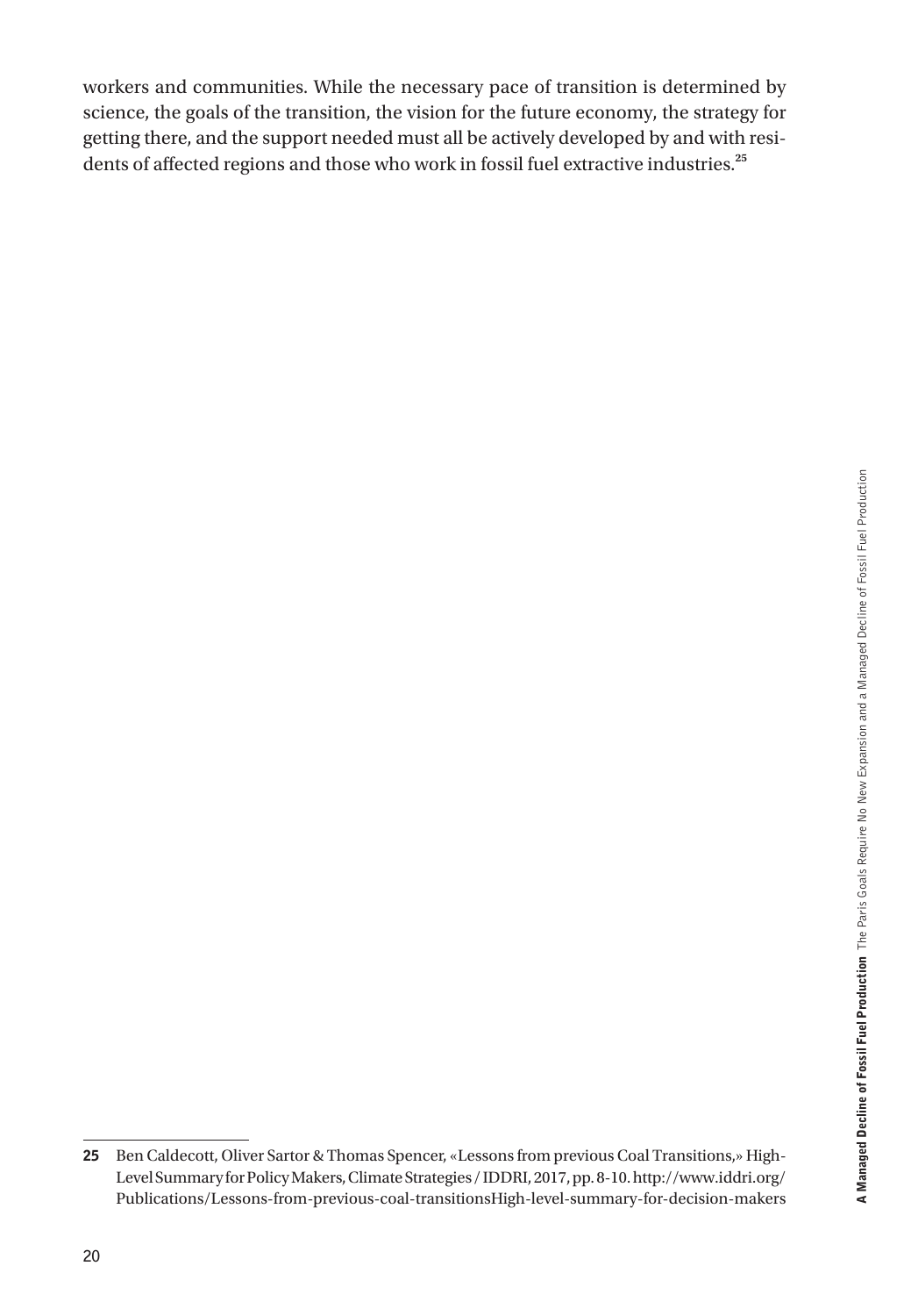workers and communities. While the necessary pace of transition is determined by science, the goals of the transition, the vision for the future economy, the strategy for getting there, and the support needed must all be actively developed by and with residents of affected regions and those who work in fossil fuel extractive industries.[25]

---

**25** Ben Caldecott, Oliver Sartor & Thomas Spencer, «Lessons from previous Coal Transitions,» High-Level Summary for Policy Makers, Climate Strategies / IDDRI, 2017, pp. 8-10. http://www.iddri.org/Publications/Lessons-from-previous-coal-transitionsHigh-level-summary-for-decision-makers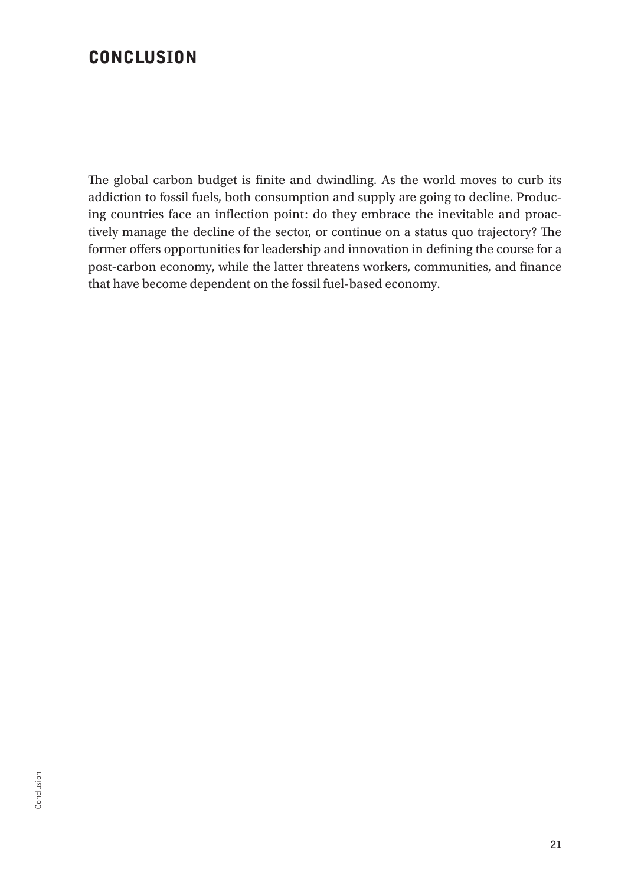# CONCLUSION

The global carbon budget is finite and dwindling. As the world moves to curb its addiction to fossil fuels, both consumption and supply are going to decline. Producing countries face an inflection point: do they embrace the inevitable and proactively manage the decline of the sector, or continue on a status quo trajectory? The former offers opportunities for leadership and innovation in defining the course for a post-carbon economy, while the latter threatens workers, communities, and finance that have become dependent on the fossil fuel-based economy.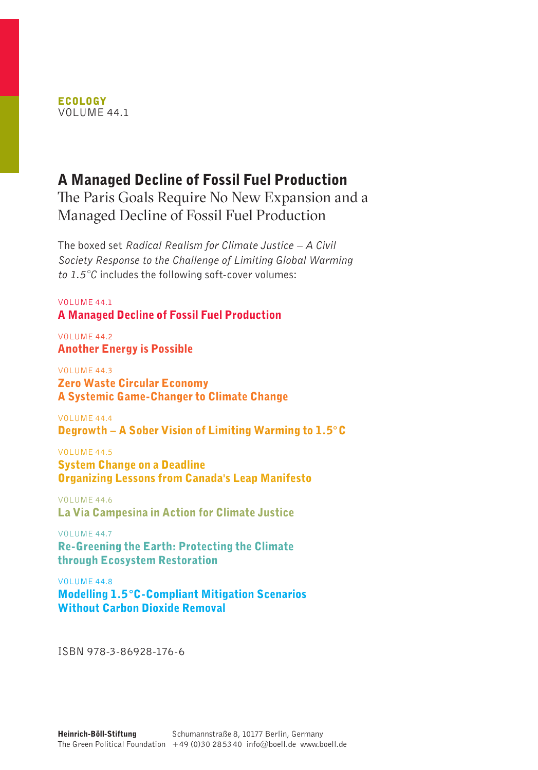**ECOLOGY**
VOLUME 44.1

# A Managed Decline of Fossil Fuel Production

## The Paris Goals Require No New Expansion and a Managed Decline of Fossil Fuel Production

The boxed set *Radical Realism for Climate Justice – A Civil Society Response to the Challenge of Limiting Global Warming to 1.5°C* includes the following soft-cover volumes:

VOLUME 44.1
**A Managed Decline of Fossil Fuel Production**

VOLUME 44.2
**Another Energy is Possible**

VOLUME 44.3
**Zero Waste Circular Economy**
**A Systemic Game-Changer to Climate Change**

VOLUME 44.4
**Degrowth – A Sober Vision of Limiting Warming to 1.5°C**

VOLUME 44.5
**System Change on a Deadline**
**Organizing Lessons from Canada's Leap Manifesto**

VOLUME 44.6
**La Via Campesina in Action for Climate Justice**

VOLUME 44.7
**Re-Greening the Earth: Protecting the Climate through Ecosystem Restoration**

VOLUME 44.8
**Modelling 1.5°C-Compliant Mitigation Scenarios Without Carbon Dioxide Removal**

ISBN 978-3-86928-176-6

**Heinrich-Böll-Stiftung**
The Green Political Foundation
Schumannstraße 8, 10177 Berlin, Germany
+49 (0)30 285340 info@boell.de www.boell.de